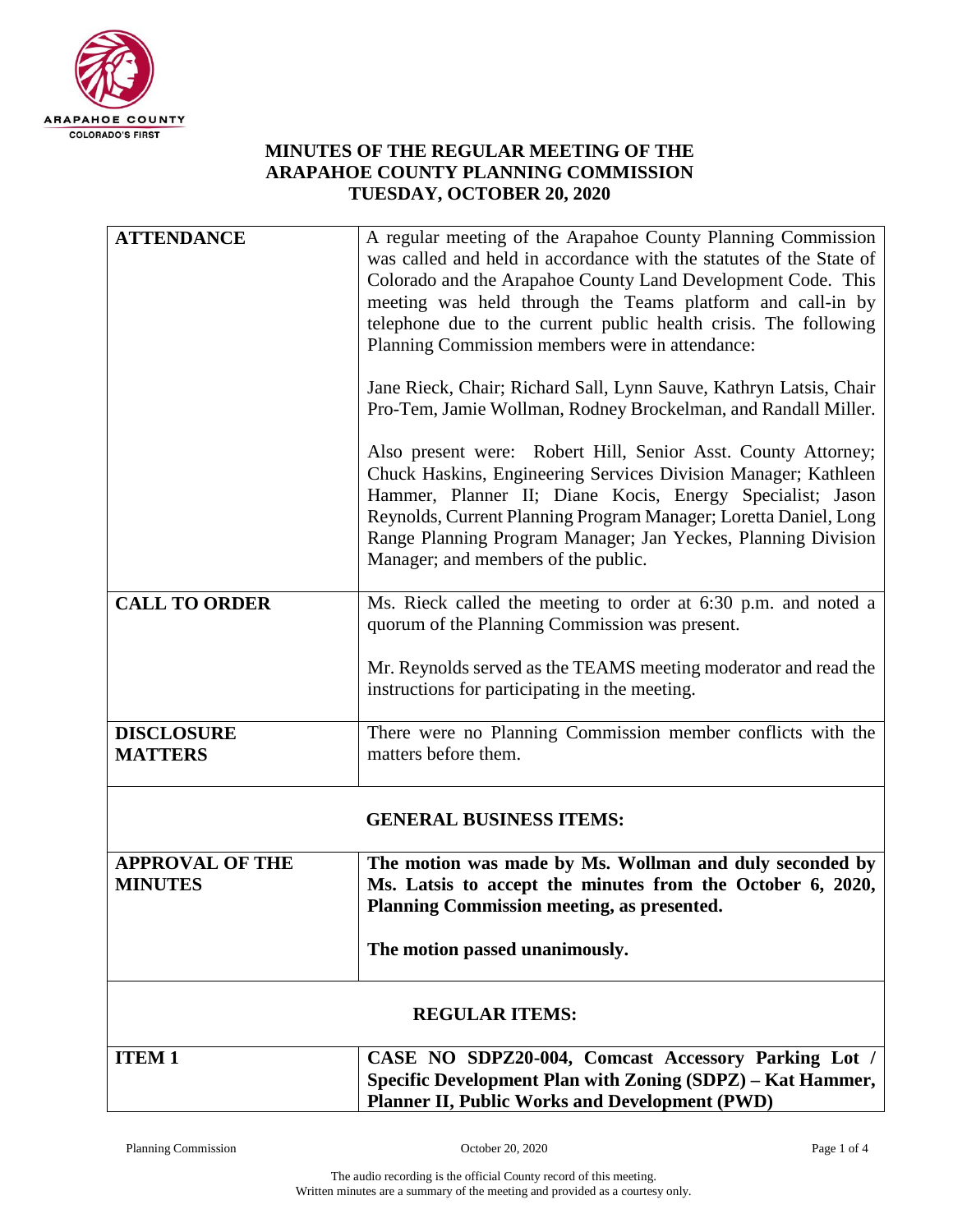**MINUTES OF THE REGULAR MEETING OF THE ARAPAHOE COUNTY PLANNING COMMISSION TUESDAY, OCTOBER 20, 2020**

| | |
|---|---|
| **ATTENDANCE** | A regular meeting of the Arapahoe County Planning Commission was called and held in accordance with the statutes of the State of Colorado and the Arapahoe County Land Development Code. This meeting was held through the Teams platform and call-in by telephone due to the current public health crisis. The following Planning Commission members were in attendance:<br><br>Jane Rieck, Chair; Richard Sall, Lynn Sauve, Kathryn Latsis, Chair Pro-Tem, Jamie Wollman, Rodney Brockelman, and Randall Miller.<br><br>Also present were: Robert Hill, Senior Asst. County Attorney; Chuck Haskins, Engineering Services Division Manager; Kathleen Hammer, Planner II; Diane Kocis, Energy Specialist; Jason Reynolds, Current Planning Program Manager; Loretta Daniel, Long Range Planning Program Manager; Jan Yeckes, Planning Division Manager; and members of the public. |
| **CALL TO ORDER** | Ms. Rieck called the meeting to order at 6:30 p.m. and noted a quorum of the Planning Commission was present.<br><br>Mr. Reynolds served as the TEAMS meeting moderator and read the instructions for participating in the meeting. |
| **DISCLOSURE MATTERS** | There were no Planning Commission member conflicts with the matters before them. |
| **GENERAL BUSINESS ITEMS:** | |
| **APPROVAL OF THE MINUTES** | **The motion was made by Ms. Wollman and duly seconded by Ms. Latsis to accept the minutes from the October 6, 2020, Planning Commission meeting, as presented.**<br><br>**The motion passed unanimously.** |
| **REGULAR ITEMS:** | |
| **ITEM 1** | **CASE NO SDPZ20-004, Comcast Accessory Parking Lot / Specific Development Plan with Zoning (SDPZ) – Kat Hammer, Planner II, Public Works and Development (PWD)** |

The audio recording is the official County record of this meeting.
Written minutes are a summary of the meeting and provided as a courtesy only.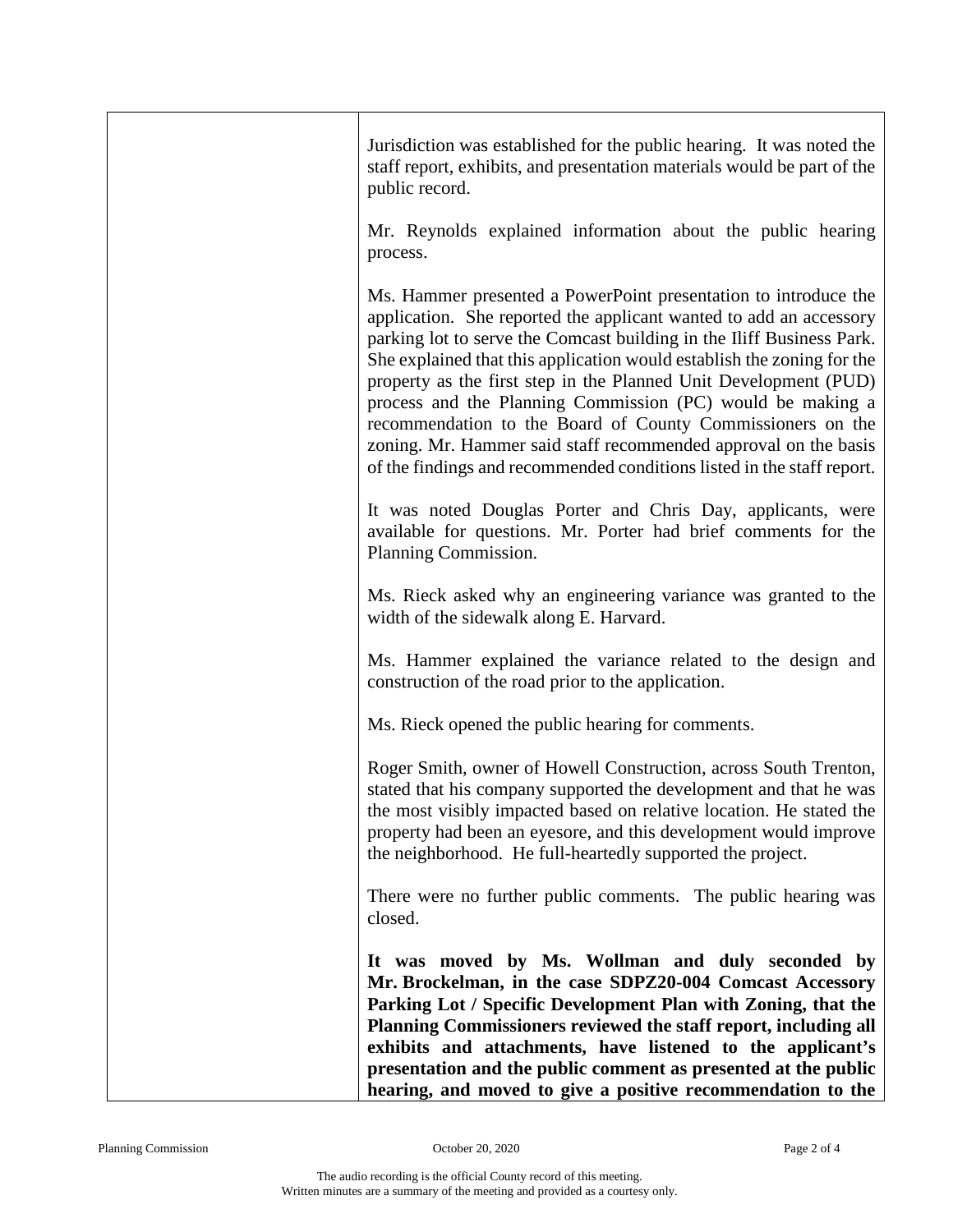Jurisdiction was established for the public hearing. It was noted the staff report, exhibits, and presentation materials would be part of the public record.

Mr. Reynolds explained information about the public hearing process.

Ms. Hammer presented a PowerPoint presentation to introduce the application. She reported the applicant wanted to add an accessory parking lot to serve the Comcast building in the Iliff Business Park. She explained that this application would establish the zoning for the property as the first step in the Planned Unit Development (PUD) process and the Planning Commission (PC) would be making a recommendation to the Board of County Commissioners on the zoning. Mr. Hammer said staff recommended approval on the basis of the findings and recommended conditions listed in the staff report.

It was noted Douglas Porter and Chris Day, applicants, were available for questions. Mr. Porter had brief comments for the Planning Commission.

Ms. Rieck asked why an engineering variance was granted to the width of the sidewalk along E. Harvard.

Ms. Hammer explained the variance related to the design and construction of the road prior to the application.

Ms. Rieck opened the public hearing for comments.

Roger Smith, owner of Howell Construction, across South Trenton, stated that his company supported the development and that he was the most visibly impacted based on relative location. He stated the property had been an eyesore, and this development would improve the neighborhood. He full-heartedly supported the project.

There were no further public comments. The public hearing was closed.

**It was moved by Ms. Wollman and duly seconded by Mr. Brockelman, in the case SDPZ20-004 Comcast Accessory Parking Lot / Specific Development Plan with Zoning, that the Planning Commissioners reviewed the staff report, including all exhibits and attachments, have listened to the applicant's presentation and the public comment as presented at the public hearing, and moved to give a positive recommendation to the**

The audio recording is the official County record of this meeting.
Written minutes are a summary of the meeting and provided as a courtesy only.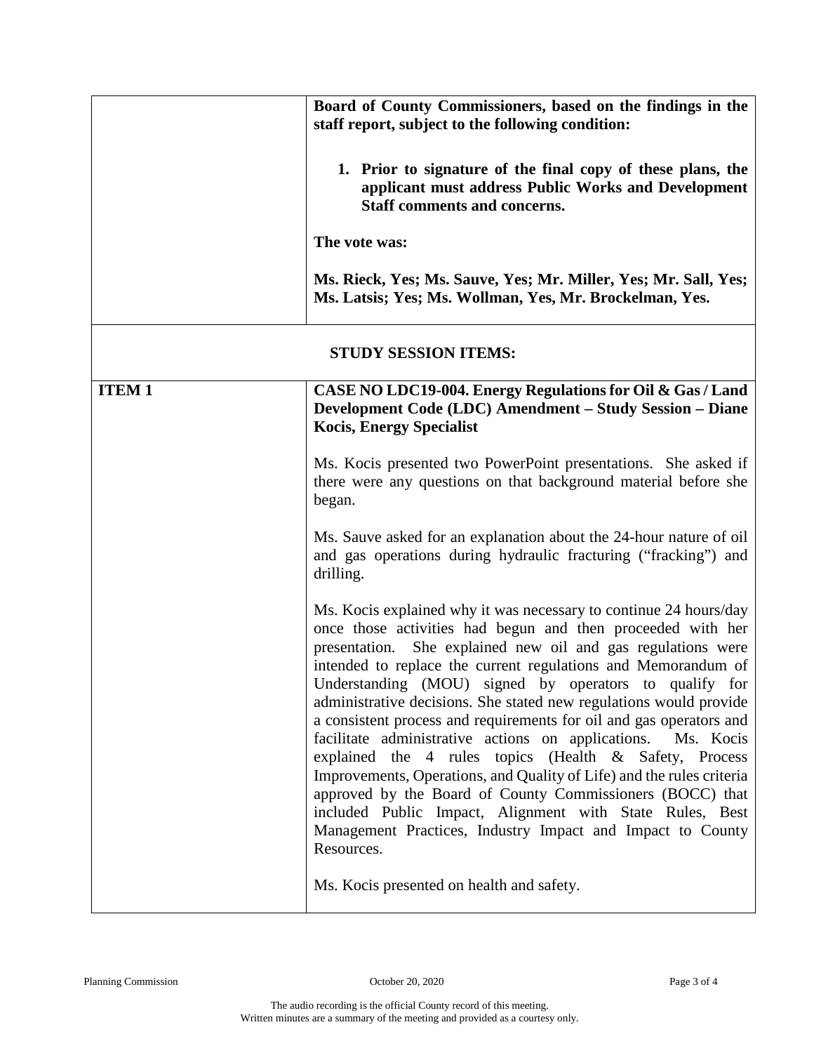| | |
|---|---|
| | **Board of County Commissioners, based on the findings in the staff report, subject to the following condition:**<br><br>**1. Prior to signature of the final copy of these plans, the applicant must address Public Works and Development Staff comments and concerns.**<br><br>**The vote was:**<br><br>**Ms. Rieck, Yes; Ms. Sauve, Yes; Mr. Miller, Yes; Mr. Sall, Yes; Ms. Latsis; Yes; Ms. Wollman, Yes, Mr. Brockelman, Yes.** |
| **STUDY SESSION ITEMS:** | |
| **ITEM 1** | **CASE NO LDC19-004. Energy Regulations for Oil & Gas / Land Development Code (LDC) Amendment – Study Session – Diane Kocis, Energy Specialist**<br><br>Ms. Kocis presented two PowerPoint presentations. She asked if there were any questions on that background material before she began.<br><br>Ms. Sauve asked for an explanation about the 24-hour nature of oil and gas operations during hydraulic fracturing ("fracking") and drilling.<br><br>Ms. Kocis explained why it was necessary to continue 24 hours/day once those activities had begun and then proceeded with her presentation. She explained new oil and gas regulations were intended to replace the current regulations and Memorandum of Understanding (MOU) signed by operators to qualify for administrative decisions. She stated new regulations would provide a consistent process and requirements for oil and gas operators and facilitate administrative actions on applications. Ms. Kocis explained the 4 rules topics (Health & Safety, Process Improvements, Operations, and Quality of Life) and the rules criteria approved by the Board of County Commissioners (BOCC) that included Public Impact, Alignment with State Rules, Best Management Practices, Industry Impact and Impact to County Resources.<br><br>Ms. Kocis presented on health and safety. |

The audio recording is the official County record of this meeting.
Written minutes are a summary of the meeting and provided as a courtesy only.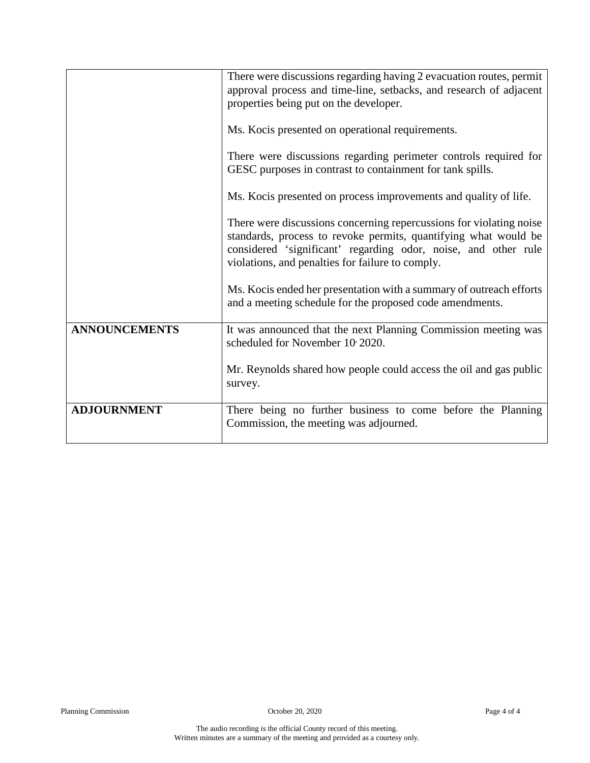| | |
|---|---|
| | There were discussions regarding having 2 evacuation routes, permit approval process and time-line, setbacks, and research of adjacent properties being put on the developer.<br><br>Ms. Kocis presented on operational requirements.<br><br>There were discussions regarding perimeter controls required for GESC purposes in contrast to containment for tank spills.<br><br>Ms. Kocis presented on process improvements and quality of life.<br><br>There were discussions concerning repercussions for violating noise standards, process to revoke permits, quantifying what would be considered 'significant' regarding odor, noise, and other rule violations, and penalties for failure to comply.<br><br>Ms. Kocis ended her presentation with a summary of outreach efforts and a meeting schedule for the proposed code amendments. |
| **ANNOUNCEMENTS** | It was announced that the next Planning Commission meeting was scheduled for November 10, 2020.<br><br>Mr. Reynolds shared how people could access the oil and gas public survey. |
| **ADJOURNMENT** | There being no further business to come before the Planning Commission, the meeting was adjourned. |

The audio recording is the official County record of this meeting.
Written minutes are a summary of the meeting and provided as a courtesy only.